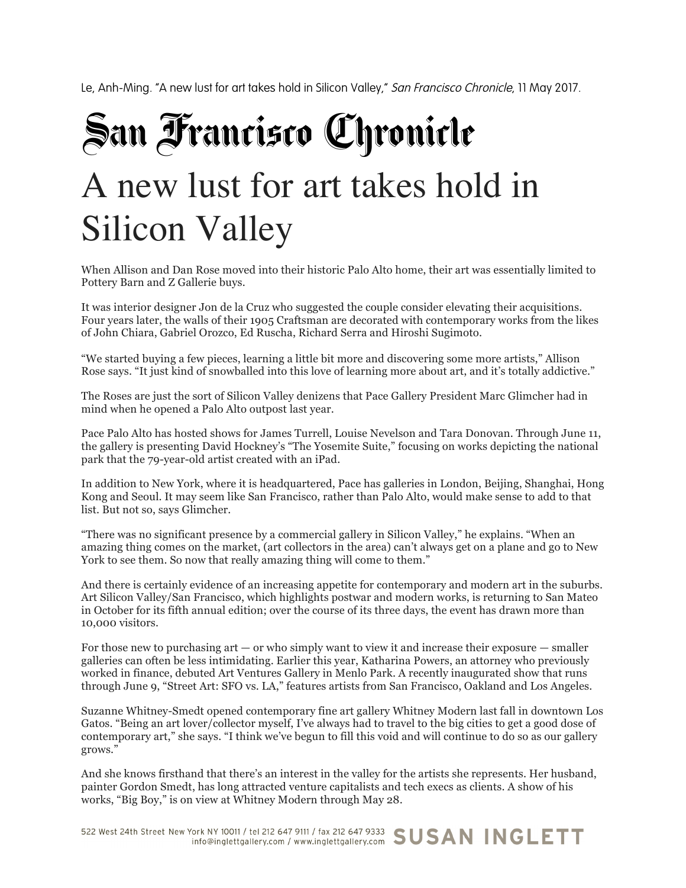Le, Anh-Ming. "A new lust for art takes hold in Silicon Valley," *San Francisco Chronicle*, 11 May 2017.

San Francisco Chronicle

# A new lust for art takes hold in Silicon Valley

When Allison and Dan Rose moved into their historic Palo Alto home, their art was essentially limited to Pottery Barn and Z Gallerie buys.

It was interior designer Jon de la Cruz who suggested the couple consider elevating their acquisitions. Four years later, the walls of their 1905 Craftsman are decorated with contemporary works from the likes of John Chiara, Gabriel Orozco, Ed Ruscha, Richard Serra and Hiroshi Sugimoto.

"We started buying a few pieces, learning a little bit more and discovering some more artists," Allison Rose says. "It just kind of snowballed into this love of learning more about art, and it's totally addictive."

The Roses are just the sort of Silicon Valley denizens that Pace Gallery President Marc Glimcher had in mind when he opened a Palo Alto outpost last year.

Pace Palo Alto has hosted shows for James Turrell, Louise Nevelson and Tara Donovan. Through June 11, the gallery is presenting David Hockney's "The Yosemite Suite," focusing on works depicting the national park that the 79-year-old artist created with an iPad.

In addition to New York, where it is headquartered, Pace has galleries in London, Beijing, Shanghai, Hong Kong and Seoul. It may seem like San Francisco, rather than Palo Alto, would make sense to add to that list. But not so, says Glimcher.

"There was no significant presence by a commercial gallery in Silicon Valley," he explains. "When an amazing thing comes on the market, (art collectors in the area) can't always get on a plane and go to New York to see them. So now that really amazing thing will come to them."

And there is certainly evidence of an increasing appetite for contemporary and modern art in the suburbs. Art Silicon Valley/San Francisco, which highlights postwar and modern works, is returning to San Mateo in October for its fifth annual edition; over the course of its three days, the event has drawn more than 10,000 visitors.

For those new to purchasing art — or who simply want to view it and increase their exposure — smaller galleries can often be less intimidating. Earlier this year, Katharina Powers, an attorney who previously worked in finance, debuted Art Ventures Gallery in Menlo Park. A recently inaugurated show that runs through June 9, "Street Art: SFO vs. LA," features artists from San Francisco, Oakland and Los Angeles.

Suzanne Whitney-Smedt opened contemporary fine art gallery Whitney Modern last fall in downtown Los Gatos. "Being an art lover/collector myself, I've always had to travel to the big cities to get a good dose of contemporary art," she says. "I think we've begun to fill this void and will continue to do so as our gallery grows."

And she knows firsthand that there's an interest in the valley for the artists she represents. Her husband, painter Gordon Smedt, has long attracted venture capitalists and tech execs as clients. A show of his works, "Big Boy," is on view at Whitney Modern through May 28.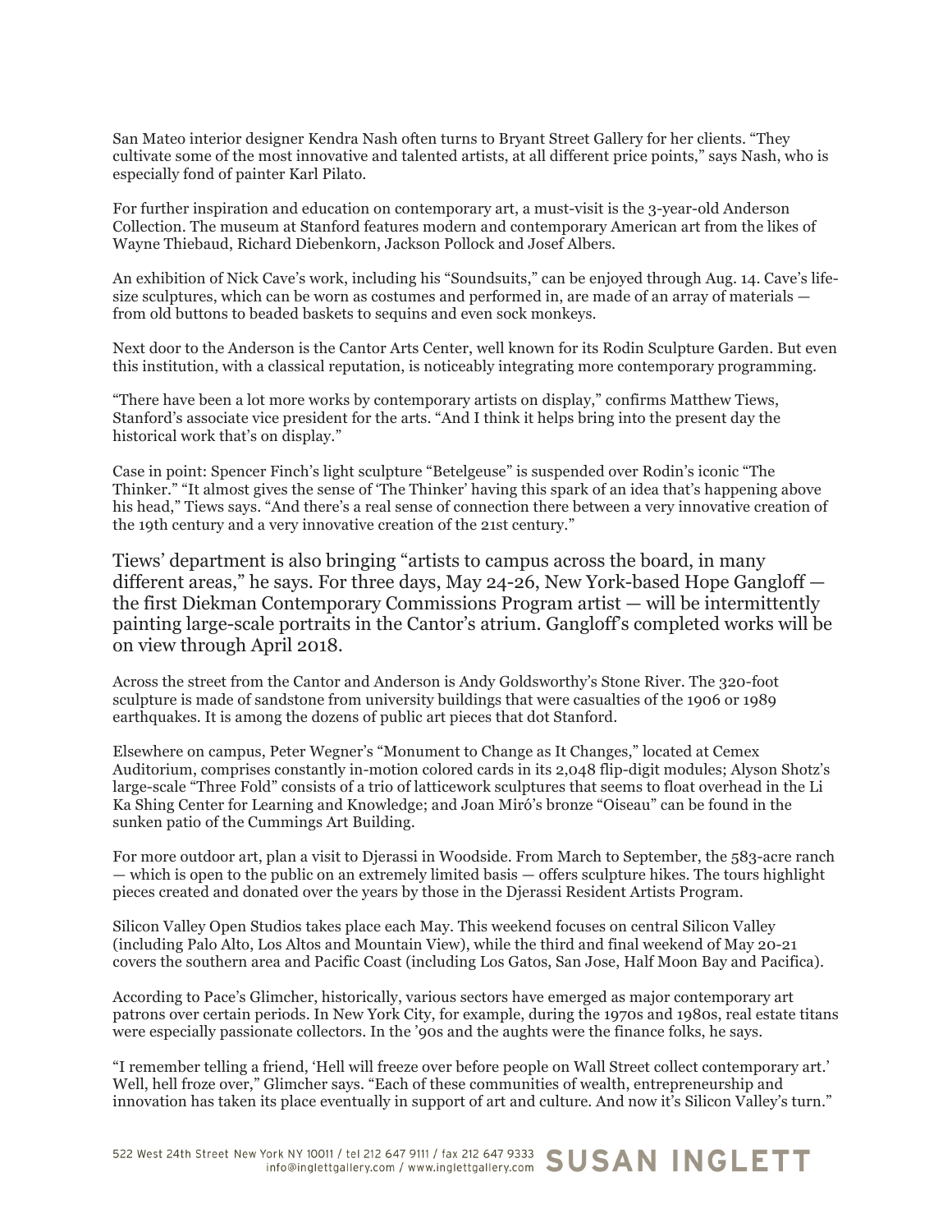San Mateo interior designer Kendra Nash often turns to Bryant Street Gallery for her clients. "They cultivate some of the most innovative and talented artists, at all different price points," says Nash, who is especially fond of painter Karl Pilato.

For further inspiration and education on contemporary art, a must-visit is the 3-year-old Anderson Collection. The museum at Stanford features modern and contemporary American art from the likes of Wayne Thiebaud, Richard Diebenkorn, Jackson Pollock and Josef Albers.

An exhibition of Nick Cave's work, including his "Soundsuits," can be enjoyed through Aug. 14. Cave's life-size sculptures, which can be worn as costumes and performed in, are made of an array of materials — from old buttons to beaded baskets to sequins and even sock monkeys.

Next door to the Anderson is the Cantor Arts Center, well known for its Rodin Sculpture Garden. But even this institution, with a classical reputation, is noticeably integrating more contemporary programming.

"There have been a lot more works by contemporary artists on display," confirms Matthew Tiews, Stanford's associate vice president for the arts. "And I think it helps bring into the present day the historical work that's on display."

Case in point: Spencer Finch's light sculpture "Betelgeuse" is suspended over Rodin's iconic "The Thinker." "It almost gives the sense of 'The Thinker' having this spark of an idea that's happening above his head," Tiews says. "And there's a real sense of connection there between a very innovative creation of the 19th century and a very innovative creation of the 21st century."

Tiews' department is also bringing "artists to campus across the board, in many different areas," he says. For three days, May 24-26, New York-based Hope Gangloff — the first Diekman Contemporary Commissions Program artist — will be intermittently painting large-scale portraits in the Cantor's atrium. Gangloff's completed works will be on view through April 2018.

Across the street from the Cantor and Anderson is Andy Goldsworthy's Stone River. The 320-foot sculpture is made of sandstone from university buildings that were casualties of the 1906 or 1989 earthquakes. It is among the dozens of public art pieces that dot Stanford.

Elsewhere on campus, Peter Wegner's "Monument to Change as It Changes," located at Cemex Auditorium, comprises constantly in-motion colored cards in its 2,048 flip-digit modules; Alyson Shotz's large-scale "Three Fold" consists of a trio of latticework sculptures that seems to float overhead in the Li Ka Shing Center for Learning and Knowledge; and Joan Miró's bronze "Oiseau" can be found in the sunken patio of the Cummings Art Building.

For more outdoor art, plan a visit to Djerassi in Woodside. From March to September, the 583-acre ranch — which is open to the public on an extremely limited basis — offers sculpture hikes. The tours highlight pieces created and donated over the years by those in the Djerassi Resident Artists Program.

Silicon Valley Open Studios takes place each May. This weekend focuses on central Silicon Valley (including Palo Alto, Los Altos and Mountain View), while the third and final weekend of May 20-21 covers the southern area and Pacific Coast (including Los Gatos, San Jose, Half Moon Bay and Pacifica).

According to Pace's Glimcher, historically, various sectors have emerged as major contemporary art patrons over certain periods. In New York City, for example, during the 1970s and 1980s, real estate titans were especially passionate collectors. In the '90s and the aughts were the finance folks, he says.

"I remember telling a friend, 'Hell will freeze over before people on Wall Street collect contemporary art.' Well, hell froze over," Glimcher says. "Each of these communities of wealth, entrepreneurship and innovation has taken its place eventually in support of art and culture. And now it's Silicon Valley's turn."